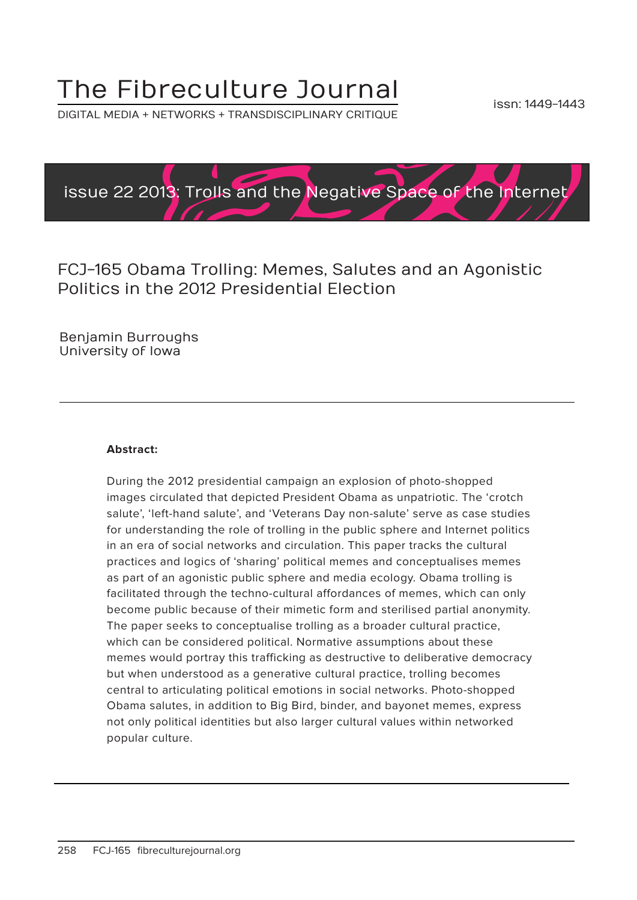# The Fibreculture Journal

DIGITAL MEDIA + NETWORKS + TRANSDISCIPLINARY CRITIQUE

issn: 1449-1443

issue 22 2013: Trolls and the Negative Space of the Internet

## FCJ-165 Obama Trolling: Memes, Salutes and an Agonistic Politics in the 2012 Presidential Election

Benjamin Burroughs
University of Iowa

---

**Abstract:**

During the 2012 presidential campaign an explosion of photo-shopped images circulated that depicted President Obama as unpatriotic. The 'crotch salute', 'left-hand salute', and 'Veterans Day non-salute' serve as case studies for understanding the role of trolling in the public sphere and Internet politics in an era of social networks and circulation. This paper tracks the cultural practices and logics of 'sharing' political memes and conceptualises memes as part of an agonistic public sphere and media ecology. Obama trolling is facilitated through the techno-cultural affordances of memes, which can only become public because of their mimetic form and sterilised partial anonymity. The paper seeks to conceptualise trolling as a broader cultural practice, which can be considered political. Normative assumptions about these memes would portray this trafficking as destructive to deliberative democracy but when understood as a generative cultural practice, trolling becomes central to articulating political emotions in social networks. Photo-shopped Obama salutes, in addition to Big Bird, binder, and bayonet memes, express not only political identities but also larger cultural values within networked popular culture.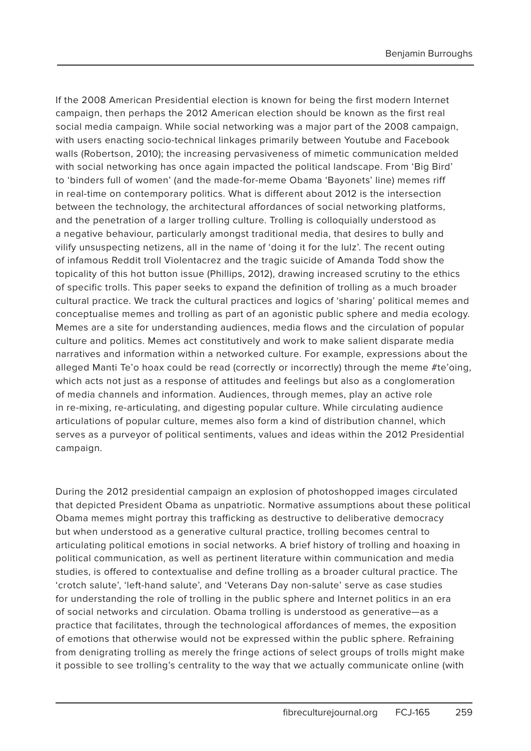If the 2008 American Presidential election is known for being the first modern Internet campaign, then perhaps the 2012 American election should be known as the first real social media campaign. While social networking was a major part of the 2008 campaign, with users enacting socio-technical linkages primarily between Youtube and Facebook walls (Robertson, 2010); the increasing pervasiveness of mimetic communication melded with social networking has once again impacted the political landscape. From 'Big Bird' to 'binders full of women' (and the made-for-meme Obama 'Bayonets' line) memes riff in real-time on contemporary politics. What is different about 2012 is the intersection between the technology, the architectural affordances of social networking platforms, and the penetration of a larger trolling culture. Trolling is colloquially understood as a negative behaviour, particularly amongst traditional media, that desires to bully and vilify unsuspecting netizens, all in the name of 'doing it for the lulz'. The recent outing of infamous Reddit troll Violentacrez and the tragic suicide of Amanda Todd show the topicality of this hot button issue (Phillips, 2012), drawing increased scrutiny to the ethics of specific trolls. This paper seeks to expand the definition of trolling as a much broader cultural practice. We track the cultural practices and logics of 'sharing' political memes and conceptualise memes and trolling as part of an agonistic public sphere and media ecology. Memes are a site for understanding audiences, media flows and the circulation of popular culture and politics. Memes act constitutively and work to make salient disparate media narratives and information within a networked culture. For example, expressions about the alleged Manti Te'o hoax could be read (correctly or incorrectly) through the meme #te'oing, which acts not just as a response of attitudes and feelings but also as a conglomeration of media channels and information. Audiences, through memes, play an active role in re-mixing, re-articulating, and digesting popular culture. While circulating audience articulations of popular culture, memes also form a kind of distribution channel, which serves as a purveyor of political sentiments, values and ideas within the 2012 Presidential campaign.

During the 2012 presidential campaign an explosion of photoshopped images circulated that depicted President Obama as unpatriotic. Normative assumptions about these political Obama memes might portray this trafficking as destructive to deliberative democracy but when understood as a generative cultural practice, trolling becomes central to articulating political emotions in social networks. A brief history of trolling and hoaxing in political communication, as well as pertinent literature within communication and media studies, is offered to contextualise and define trolling as a broader cultural practice. The 'crotch salute', 'left-hand salute', and 'Veterans Day non-salute' serve as case studies for understanding the role of trolling in the public sphere and Internet politics in an era of social networks and circulation. Obama trolling is understood as generative—as a practice that facilitates, through the technological affordances of memes, the exposition of emotions that otherwise would not be expressed within the public sphere. Refraining from denigrating trolling as merely the fringe actions of select groups of trolls might make it possible to see trolling's centrality to the way that we actually communicate online (with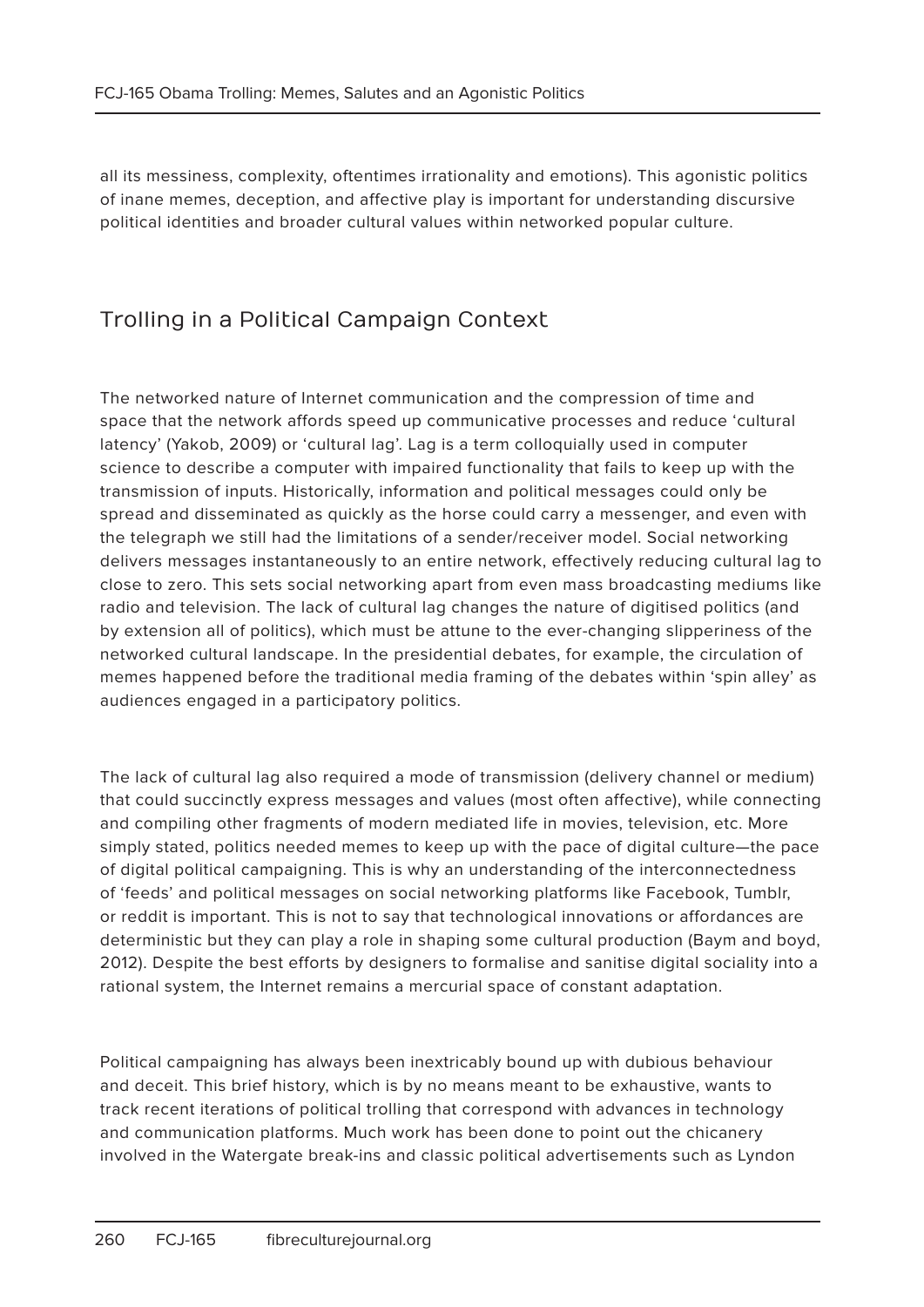all its messiness, complexity, oftentimes irrationality and emotions). This agonistic politics of inane memes, deception, and affective play is important for understanding discursive political identities and broader cultural values within networked popular culture.

## Trolling in a Political Campaign Context

The networked nature of Internet communication and the compression of time and space that the network affords speed up communicative processes and reduce 'cultural latency' (Yakob, 2009) or 'cultural lag'. Lag is a term colloquially used in computer science to describe a computer with impaired functionality that fails to keep up with the transmission of inputs. Historically, information and political messages could only be spread and disseminated as quickly as the horse could carry a messenger, and even with the telegraph we still had the limitations of a sender/receiver model. Social networking delivers messages instantaneously to an entire network, effectively reducing cultural lag to close to zero. This sets social networking apart from even mass broadcasting mediums like radio and television. The lack of cultural lag changes the nature of digitised politics (and by extension all of politics), which must be attune to the ever-changing slipperiness of the networked cultural landscape. In the presidential debates, for example, the circulation of memes happened before the traditional media framing of the debates within 'spin alley' as audiences engaged in a participatory politics.

The lack of cultural lag also required a mode of transmission (delivery channel or medium) that could succinctly express messages and values (most often affective), while connecting and compiling other fragments of modern mediated life in movies, television, etc. More simply stated, politics needed memes to keep up with the pace of digital culture—the pace of digital political campaigning. This is why an understanding of the interconnectedness of 'feeds' and political messages on social networking platforms like Facebook, Tumblr, or reddit is important. This is not to say that technological innovations or affordances are deterministic but they can play a role in shaping some cultural production (Baym and boyd, 2012). Despite the best efforts by designers to formalise and sanitise digital sociality into a rational system, the Internet remains a mercurial space of constant adaptation.

Political campaigning has always been inextricably bound up with dubious behaviour and deceit. This brief history, which is by no means meant to be exhaustive, wants to track recent iterations of political trolling that correspond with advances in technology and communication platforms. Much work has been done to point out the chicanery involved in the Watergate break-ins and classic political advertisements such as Lyndon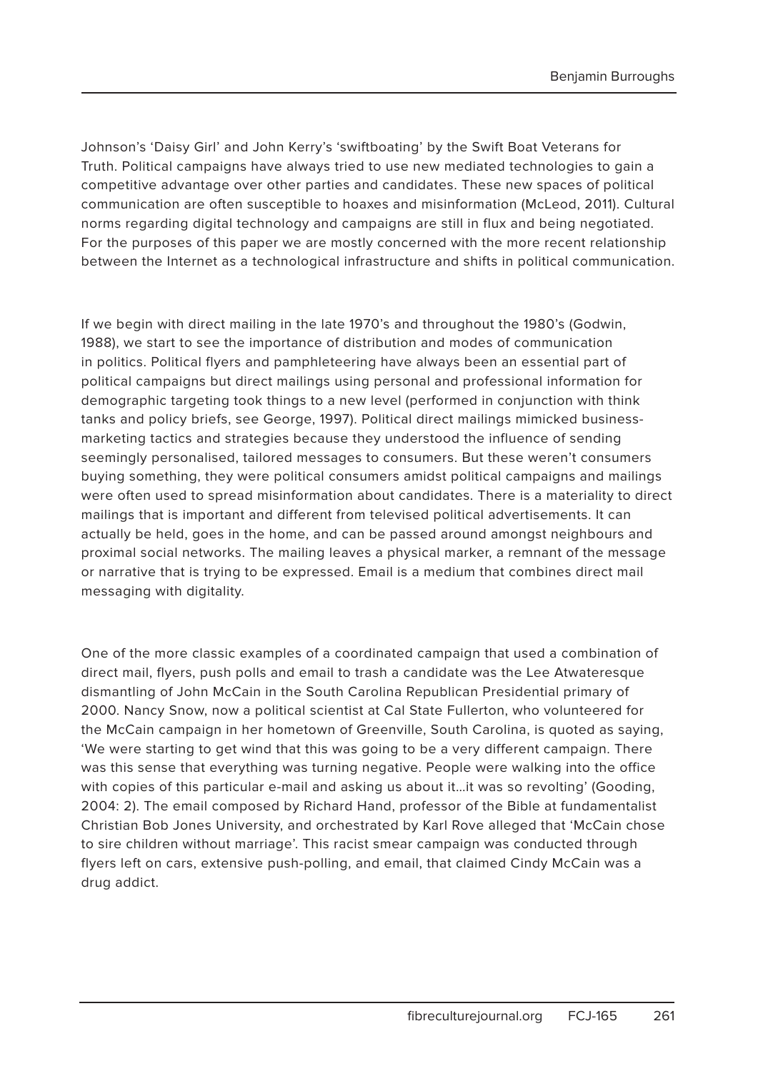Johnson's 'Daisy Girl' and John Kerry's 'swiftboating' by the Swift Boat Veterans for Truth. Political campaigns have always tried to use new mediated technologies to gain a competitive advantage over other parties and candidates. These new spaces of political communication are often susceptible to hoaxes and misinformation (McLeod, 2011). Cultural norms regarding digital technology and campaigns are still in flux and being negotiated. For the purposes of this paper we are mostly concerned with the more recent relationship between the Internet as a technological infrastructure and shifts in political communication.

If we begin with direct mailing in the late 1970's and throughout the 1980's (Godwin, 1988), we start to see the importance of distribution and modes of communication in politics. Political flyers and pamphleteering have always been an essential part of political campaigns but direct mailings using personal and professional information for demographic targeting took things to a new level (performed in conjunction with think tanks and policy briefs, see George, 1997). Political direct mailings mimicked business-marketing tactics and strategies because they understood the influence of sending seemingly personalised, tailored messages to consumers. But these weren't consumers buying something, they were political consumers amidst political campaigns and mailings were often used to spread misinformation about candidates. There is a materiality to direct mailings that is important and different from televised political advertisements. It can actually be held, goes in the home, and can be passed around amongst neighbours and proximal social networks. The mailing leaves a physical marker, a remnant of the message or narrative that is trying to be expressed. Email is a medium that combines direct mail messaging with digitality.

One of the more classic examples of a coordinated campaign that used a combination of direct mail, flyers, push polls and email to trash a candidate was the Lee Atwateresque dismantling of John McCain in the South Carolina Republican Presidential primary of 2000. Nancy Snow, now a political scientist at Cal State Fullerton, who volunteered for the McCain campaign in her hometown of Greenville, South Carolina, is quoted as saying, 'We were starting to get wind that this was going to be a very different campaign. There was this sense that everything was turning negative. People were walking into the office with copies of this particular e-mail and asking us about it…it was so revolting' (Gooding, 2004: 2). The email composed by Richard Hand, professor of the Bible at fundamentalist Christian Bob Jones University, and orchestrated by Karl Rove alleged that 'McCain chose to sire children without marriage'. This racist smear campaign was conducted through flyers left on cars, extensive push-polling, and email, that claimed Cindy McCain was a drug addict.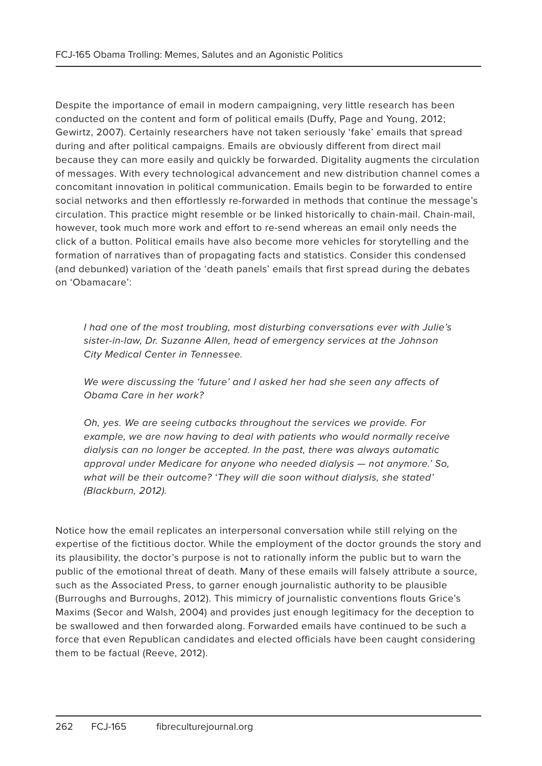Despite the importance of email in modern campaigning, very little research has been conducted on the content and form of political emails (Duffy, Page and Young, 2012; Gewirtz, 2007). Certainly researchers have not taken seriously 'fake' emails that spread during and after political campaigns. Emails are obviously different from direct mail because they can more easily and quickly be forwarded. Digitality augments the circulation of messages. With every technological advancement and new distribution channel comes a concomitant innovation in political communication. Emails begin to be forwarded to entire social networks and then effortlessly re-forwarded in methods that continue the message's circulation. This practice might resemble or be linked historically to chain-mail. Chain-mail, however, took much more work and effort to re-send whereas an email only needs the click of a button. Political emails have also become more vehicles for storytelling and the formation of narratives than of propagating facts and statistics. Consider this condensed (and debunked) variation of the 'death panels' emails that first spread during the debates on 'Obamacare':

> *I had one of the most troubling, most disturbing conversations ever with Julie's sister-in-law, Dr. Suzanne Allen, head of emergency services at the Johnson City Medical Center in Tennessee.*
>
> *We were discussing the 'future' and I asked her had she seen any affects of Obama Care in her work?*
>
> *Oh, yes. We are seeing cutbacks throughout the services we provide. For example, we are now having to deal with patients who would normally receive dialysis can no longer be accepted. In the past, there was always automatic approval under Medicare for anyone who needed dialysis — not anymore.' So, what will be their outcome? 'They will die soon without dialysis, she stated' (Blackburn, 2012).*

Notice how the email replicates an interpersonal conversation while still relying on the expertise of the fictitious doctor. While the employment of the doctor grounds the story and its plausibility, the doctor's purpose is not to rationally inform the public but to warn the public of the emotional threat of death. Many of these emails will falsely attribute a source, such as the Associated Press, to garner enough journalistic authority to be plausible (Burroughs and Burroughs, 2012). This mimicry of journalistic conventions flouts Grice's Maxims (Secor and Walsh, 2004) and provides just enough legitimacy for the deception to be swallowed and then forwarded along. Forwarded emails have continued to be such a force that even Republican candidates and elected officials have been caught considering them to be factual (Reeve, 2012).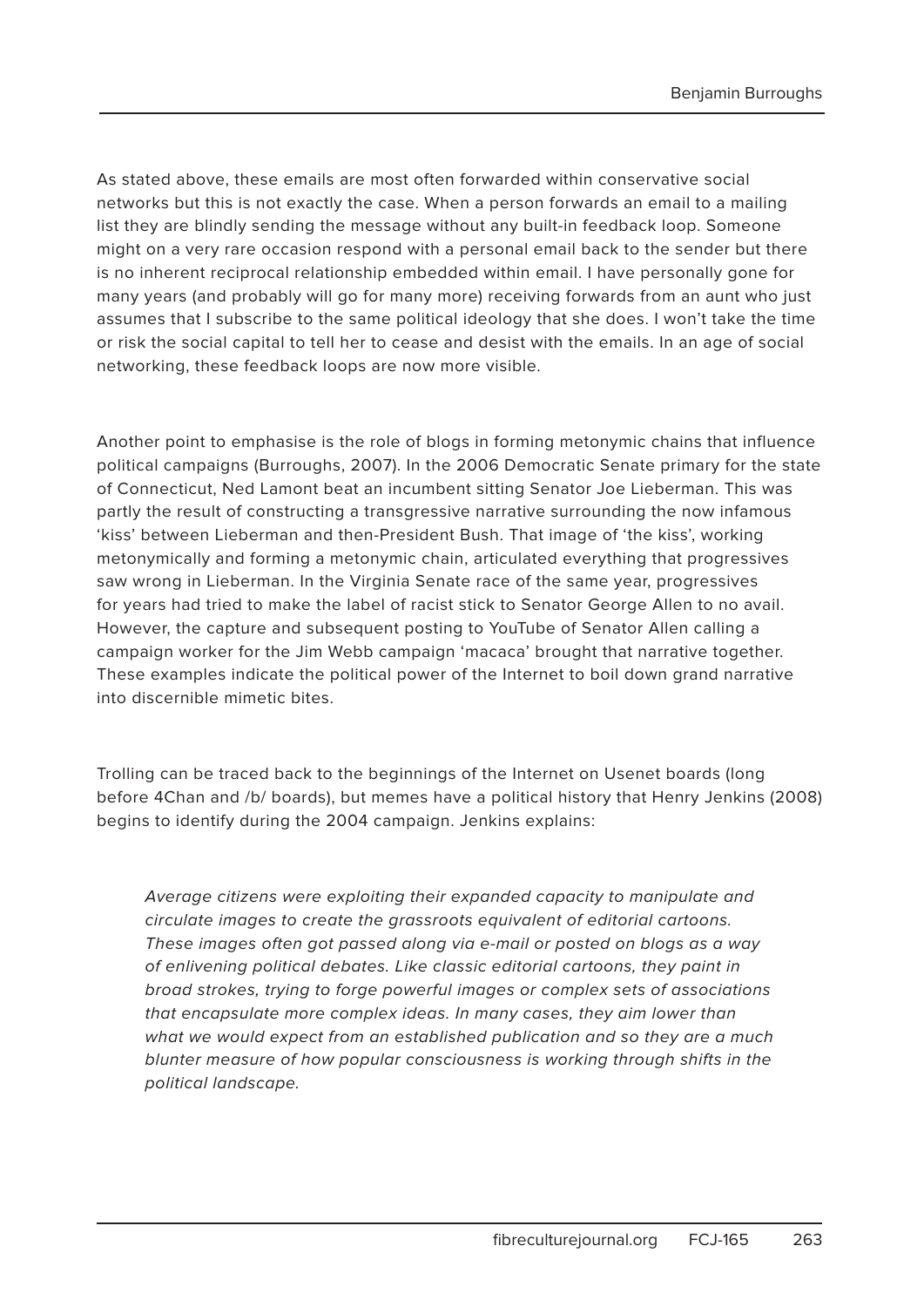As stated above, these emails are most often forwarded within conservative social networks but this is not exactly the case. When a person forwards an email to a mailing list they are blindly sending the message without any built-in feedback loop. Someone might on a very rare occasion respond with a personal email back to the sender but there is no inherent reciprocal relationship embedded within email. I have personally gone for many years (and probably will go for many more) receiving forwards from an aunt who just assumes that I subscribe to the same political ideology that she does. I won't take the time or risk the social capital to tell her to cease and desist with the emails. In an age of social networking, these feedback loops are now more visible.

Another point to emphasise is the role of blogs in forming metonymic chains that influence political campaigns (Burroughs, 2007). In the 2006 Democratic Senate primary for the state of Connecticut, Ned Lamont beat an incumbent sitting Senator Joe Lieberman. This was partly the result of constructing a transgressive narrative surrounding the now infamous 'kiss' between Lieberman and then-President Bush. That image of 'the kiss', working metonymically and forming a metonymic chain, articulated everything that progressives saw wrong in Lieberman. In the Virginia Senate race of the same year, progressives for years had tried to make the label of racist stick to Senator George Allen to no avail. However, the capture and subsequent posting to YouTube of Senator Allen calling a campaign worker for the Jim Webb campaign 'macaca' brought that narrative together. These examples indicate the political power of the Internet to boil down grand narrative into discernible mimetic bites.

Trolling can be traced back to the beginnings of the Internet on Usenet boards (long before 4Chan and /b/ boards), but memes have a political history that Henry Jenkins (2008) begins to identify during the 2004 campaign. Jenkins explains:

> *Average citizens were exploiting their expanded capacity to manipulate and circulate images to create the grassroots equivalent of editorial cartoons. These images often got passed along via e-mail or posted on blogs as a way of enlivening political debates. Like classic editorial cartoons, they paint in broad strokes, trying to forge powerful images or complex sets of associations that encapsulate more complex ideas. In many cases, they aim lower than what we would expect from an established publication and so they are a much blunter measure of how popular consciousness is working through shifts in the political landscape.*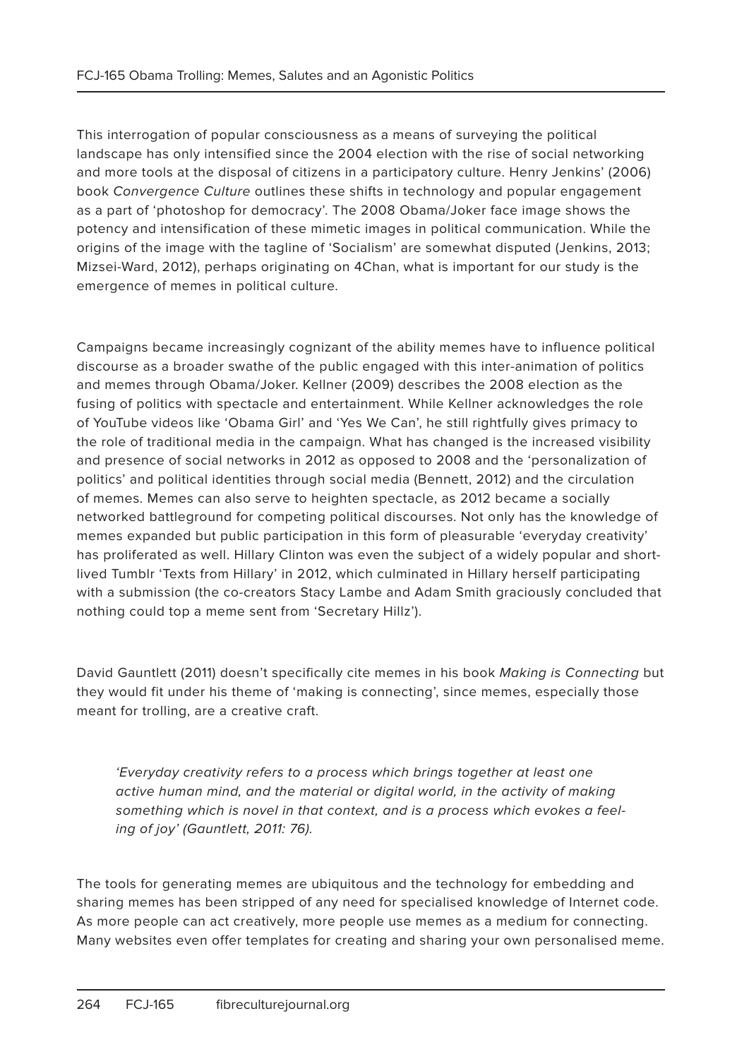This interrogation of popular consciousness as a means of surveying the political landscape has only intensified since the 2004 election with the rise of social networking and more tools at the disposal of citizens in a participatory culture. Henry Jenkins' (2006) book *Convergence Culture* outlines these shifts in technology and popular engagement as a part of 'photoshop for democracy'. The 2008 Obama/Joker face image shows the potency and intensification of these mimetic images in political communication. While the origins of the image with the tagline of 'Socialism' are somewhat disputed (Jenkins, 2013; Mizsei-Ward, 2012), perhaps originating on 4Chan, what is important for our study is the emergence of memes in political culture.

Campaigns became increasingly cognizant of the ability memes have to influence political discourse as a broader swathe of the public engaged with this inter-animation of politics and memes through Obama/Joker. Kellner (2009) describes the 2008 election as the fusing of politics with spectacle and entertainment. While Kellner acknowledges the role of YouTube videos like 'Obama Girl' and 'Yes We Can', he still rightfully gives primacy to the role of traditional media in the campaign. What has changed is the increased visibility and presence of social networks in 2012 as opposed to 2008 and the 'personalization of politics' and political identities through social media (Bennett, 2012) and the circulation of memes. Memes can also serve to heighten spectacle, as 2012 became a socially networked battleground for competing political discourses. Not only has the knowledge of memes expanded but public participation in this form of pleasurable 'everyday creativity' has proliferated as well. Hillary Clinton was even the subject of a widely popular and short-lived Tumblr 'Texts from Hillary' in 2012, which culminated in Hillary herself participating with a submission (the co-creators Stacy Lambe and Adam Smith graciously concluded that nothing could top a meme sent from 'Secretary Hillz').

David Gauntlett (2011) doesn't specifically cite memes in his book *Making is Connecting* but they would fit under his theme of 'making is connecting', since memes, especially those meant for trolling, are a creative craft.

> *'Everyday creativity refers to a process which brings together at least one active human mind, and the material or digital world, in the activity of making something which is novel in that context, and is a process which evokes a feeling of joy' (Gauntlett, 2011: 76).*

The tools for generating memes are ubiquitous and the technology for embedding and sharing memes has been stripped of any need for specialised knowledge of Internet code. As more people can act creatively, more people use memes as a medium for connecting. Many websites even offer templates for creating and sharing your own personalised meme.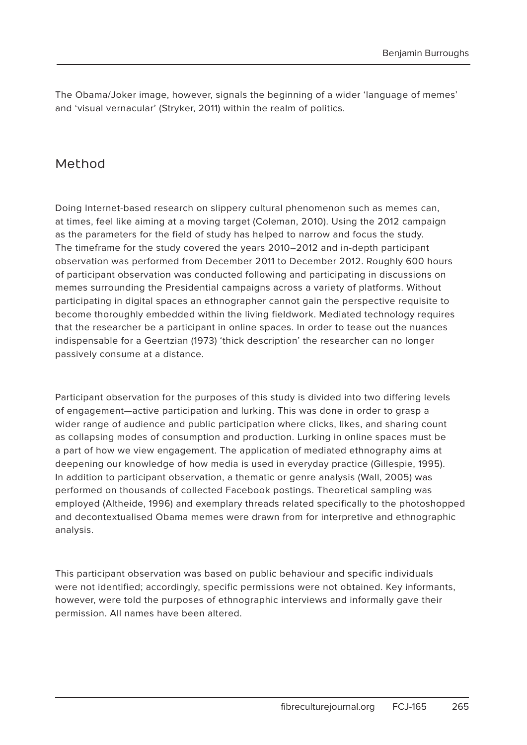The Obama/Joker image, however, signals the beginning of a wider 'language of memes' and 'visual vernacular' (Stryker, 2011) within the realm of politics.

## Method

Doing Internet-based research on slippery cultural phenomenon such as memes can, at times, feel like aiming at a moving target (Coleman, 2010). Using the 2012 campaign as the parameters for the field of study has helped to narrow and focus the study. The timeframe for the study covered the years 2010–2012 and in-depth participant observation was performed from December 2011 to December 2012. Roughly 600 hours of participant observation was conducted following and participating in discussions on memes surrounding the Presidential campaigns across a variety of platforms. Without participating in digital spaces an ethnographer cannot gain the perspective requisite to become thoroughly embedded within the living fieldwork. Mediated technology requires that the researcher be a participant in online spaces. In order to tease out the nuances indispensable for a Geertzian (1973) 'thick description' the researcher can no longer passively consume at a distance.

Participant observation for the purposes of this study is divided into two differing levels of engagement—active participation and lurking. This was done in order to grasp a wider range of audience and public participation where clicks, likes, and sharing count as collapsing modes of consumption and production. Lurking in online spaces must be a part of how we view engagement. The application of mediated ethnography aims at deepening our knowledge of how media is used in everyday practice (Gillespie, 1995). In addition to participant observation, a thematic or genre analysis (Wall, 2005) was performed on thousands of collected Facebook postings. Theoretical sampling was employed (Altheide, 1996) and exemplary threads related specifically to the photoshopped and decontextualised Obama memes were drawn from for interpretive and ethnographic analysis.

This participant observation was based on public behaviour and specific individuals were not identified; accordingly, specific permissions were not obtained. Key informants, however, were told the purposes of ethnographic interviews and informally gave their permission. All names have been altered.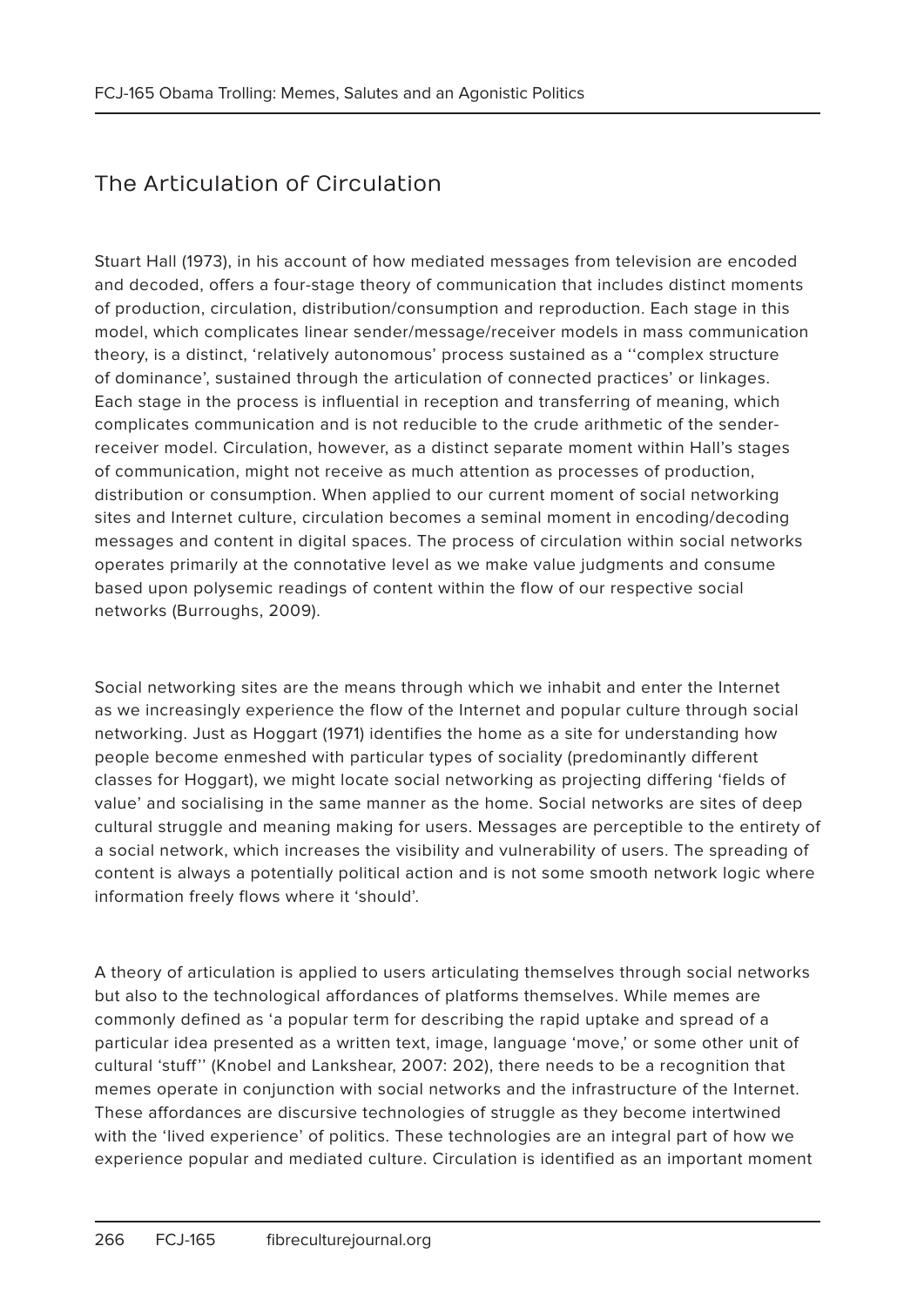## The Articulation of Circulation

Stuart Hall (1973), in his account of how mediated messages from television are encoded and decoded, offers a four-stage theory of communication that includes distinct moments of production, circulation, distribution/consumption and reproduction. Each stage in this model, which complicates linear sender/message/receiver models in mass communication theory, is a distinct, 'relatively autonomous' process sustained as a ''complex structure of dominance', sustained through the articulation of connected practices' or linkages. Each stage in the process is influential in reception and transferring of meaning, which complicates communication and is not reducible to the crude arithmetic of the sender-receiver model. Circulation, however, as a distinct separate moment within Hall's stages of communication, might not receive as much attention as processes of production, distribution or consumption. When applied to our current moment of social networking sites and Internet culture, circulation becomes a seminal moment in encoding/decoding messages and content in digital spaces. The process of circulation within social networks operates primarily at the connotative level as we make value judgments and consume based upon polysemic readings of content within the flow of our respective social networks (Burroughs, 2009).

Social networking sites are the means through which we inhabit and enter the Internet as we increasingly experience the flow of the Internet and popular culture through social networking. Just as Hoggart (1971) identifies the home as a site for understanding how people become enmeshed with particular types of sociality (predominantly different classes for Hoggart), we might locate social networking as projecting differing 'fields of value' and socialising in the same manner as the home. Social networks are sites of deep cultural struggle and meaning making for users. Messages are perceptible to the entirety of a social network, which increases the visibility and vulnerability of users. The spreading of content is always a potentially political action and is not some smooth network logic where information freely flows where it 'should'.

A theory of articulation is applied to users articulating themselves through social networks but also to the technological affordances of platforms themselves. While memes are commonly defined as 'a popular term for describing the rapid uptake and spread of a particular idea presented as a written text, image, language 'move,' or some other unit of cultural 'stuff'' (Knobel and Lankshear, 2007: 202), there needs to be a recognition that memes operate in conjunction with social networks and the infrastructure of the Internet. These affordances are discursive technologies of struggle as they become intertwined with the 'lived experience' of politics. These technologies are an integral part of how we experience popular and mediated culture. Circulation is identified as an important moment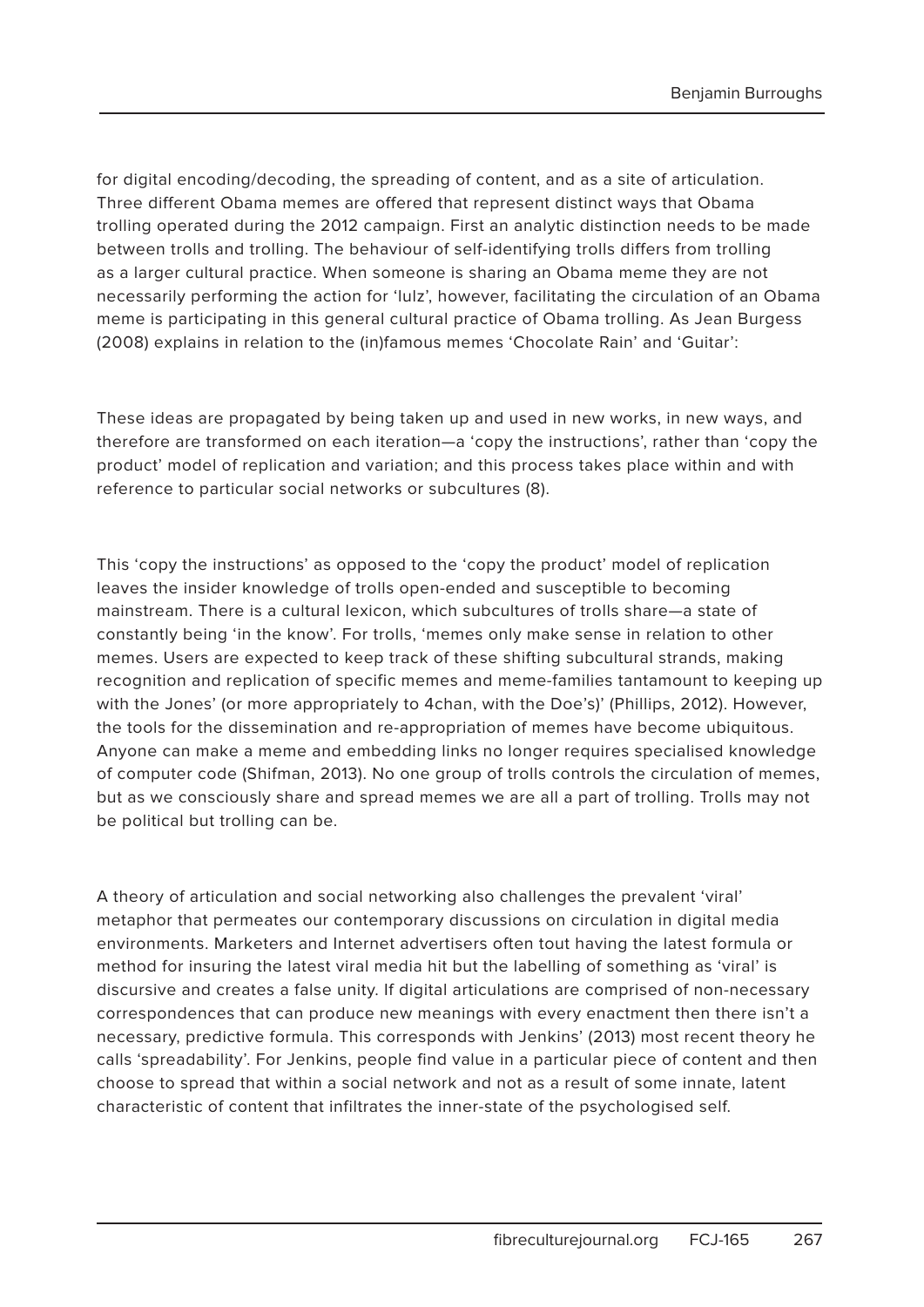for digital encoding/decoding, the spreading of content, and as a site of articulation. Three different Obama memes are offered that represent distinct ways that Obama trolling operated during the 2012 campaign. First an analytic distinction needs to be made between trolls and trolling. The behaviour of self-identifying trolls differs from trolling as a larger cultural practice. When someone is sharing an Obama meme they are not necessarily performing the action for 'lulz', however, facilitating the circulation of an Obama meme is participating in this general cultural practice of Obama trolling. As Jean Burgess (2008) explains in relation to the (in)famous memes 'Chocolate Rain' and 'Guitar':

> These ideas are propagated by being taken up and used in new works, in new ways, and therefore are transformed on each iteration—a 'copy the instructions', rather than 'copy the product' model of replication and variation; and this process takes place within and with reference to particular social networks or subcultures (8).

This 'copy the instructions' as opposed to the 'copy the product' model of replication leaves the insider knowledge of trolls open-ended and susceptible to becoming mainstream. There is a cultural lexicon, which subcultures of trolls share—a state of constantly being 'in the know'. For trolls, 'memes only make sense in relation to other memes. Users are expected to keep track of these shifting subcultural strands, making recognition and replication of specific memes and meme-families tantamount to keeping up with the Jones' (or more appropriately to 4chan, with the Doe's)' (Phillips, 2012). However, the tools for the dissemination and re-appropriation of memes have become ubiquitous. Anyone can make a meme and embedding links no longer requires specialised knowledge of computer code (Shifman, 2013). No one group of trolls controls the circulation of memes, but as we consciously share and spread memes we are all a part of trolling. Trolls may not be political but trolling can be.

A theory of articulation and social networking also challenges the prevalent 'viral' metaphor that permeates our contemporary discussions on circulation in digital media environments. Marketers and Internet advertisers often tout having the latest formula or method for insuring the latest viral media hit but the labelling of something as 'viral' is discursive and creates a false unity. If digital articulations are comprised of non-necessary correspondences that can produce new meanings with every enactment then there isn't a necessary, predictive formula. This corresponds with Jenkins' (2013) most recent theory he calls 'spreadability'. For Jenkins, people find value in a particular piece of content and then choose to spread that within a social network and not as a result of some innate, latent characteristic of content that infiltrates the inner-state of the psychologised self.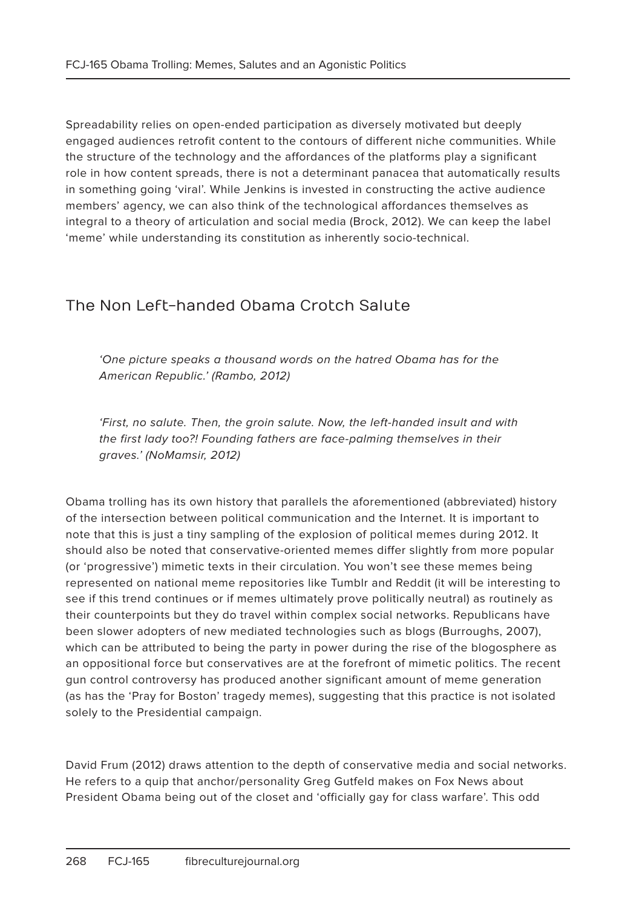Spreadability relies on open-ended participation as diversely motivated but deeply engaged audiences retrofit content to the contours of different niche communities. While the structure of the technology and the affordances of the platforms play a significant role in how content spreads, there is not a determinant panacea that automatically results in something going 'viral'. While Jenkins is invested in constructing the active audience members' agency, we can also think of the technological affordances themselves as integral to a theory of articulation and social media (Brock, 2012). We can keep the label 'meme' while understanding its constitution as inherently socio-technical.

## The Non Left-handed Obama Crotch Salute

> *'One picture speaks a thousand words on the hatred Obama has for the American Republic.' (Rambo, 2012)*

> *'First, no salute. Then, the groin salute. Now, the left-handed insult and with the first lady too?! Founding fathers are face-palming themselves in their graves.' (NoMamsir, 2012)*

Obama trolling has its own history that parallels the aforementioned (abbreviated) history of the intersection between political communication and the Internet. It is important to note that this is just a tiny sampling of the explosion of political memes during 2012. It should also be noted that conservative-oriented memes differ slightly from more popular (or 'progressive') mimetic texts in their circulation. You won't see these memes being represented on national meme repositories like Tumblr and Reddit (it will be interesting to see if this trend continues or if memes ultimately prove politically neutral) as routinely as their counterpoints but they do travel within complex social networks. Republicans have been slower adopters of new mediated technologies such as blogs (Burroughs, 2007), which can be attributed to being the party in power during the rise of the blogosphere as an oppositional force but conservatives are at the forefront of mimetic politics. The recent gun control controversy has produced another significant amount of meme generation (as has the 'Pray for Boston' tragedy memes), suggesting that this practice is not isolated solely to the Presidential campaign.

David Frum (2012) draws attention to the depth of conservative media and social networks. He refers to a quip that anchor/personality Greg Gutfeld makes on Fox News about President Obama being out of the closet and 'officially gay for class warfare'. This odd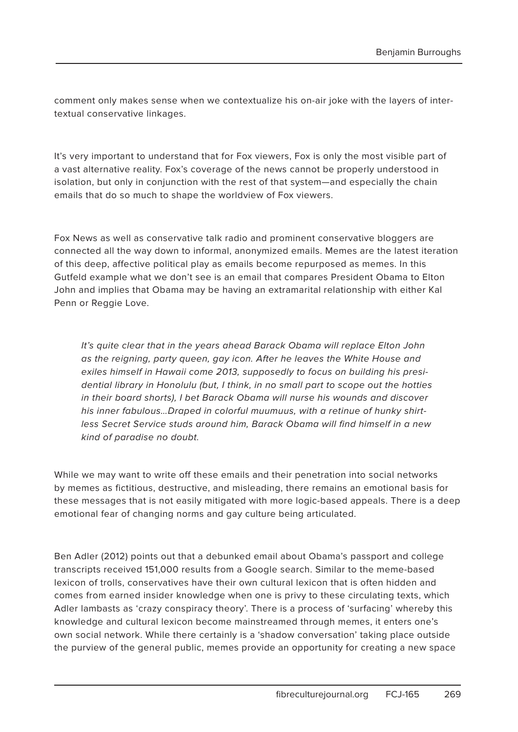comment only makes sense when we contextualize his on-air joke with the layers of intertextual conservative linkages.

It's very important to understand that for Fox viewers, Fox is only the most visible part of a vast alternative reality. Fox's coverage of the news cannot be properly understood in isolation, but only in conjunction with the rest of that system—and especially the chain emails that do so much to shape the worldview of Fox viewers.

Fox News as well as conservative talk radio and prominent conservative bloggers are connected all the way down to informal, anonymized emails. Memes are the latest iteration of this deep, affective political play as emails become repurposed as memes. In this Gutfeld example what we don't see is an email that compares President Obama to Elton John and implies that Obama may be having an extramarital relationship with either Kal Penn or Reggie Love.

> *It's quite clear that in the years ahead Barack Obama will replace Elton John as the reigning, party queen, gay icon. After he leaves the White House and exiles himself in Hawaii come 2013, supposedly to focus on building his presidential library in Honolulu (but, I think, in no small part to scope out the hotties in their board shorts), I bet Barack Obama will nurse his wounds and discover his inner fabulous...Draped in colorful muumuus, with a retinue of hunky shirtless Secret Service studs around him, Barack Obama will find himself in a new kind of paradise no doubt.*

While we may want to write off these emails and their penetration into social networks by memes as fictitious, destructive, and misleading, there remains an emotional basis for these messages that is not easily mitigated with more logic-based appeals. There is a deep emotional fear of changing norms and gay culture being articulated.

Ben Adler (2012) points out that a debunked email about Obama's passport and college transcripts received 151,000 results from a Google search. Similar to the meme-based lexicon of trolls, conservatives have their own cultural lexicon that is often hidden and comes from earned insider knowledge when one is privy to these circulating texts, which Adler lambasts as 'crazy conspiracy theory'. There is a process of 'surfacing' whereby this knowledge and cultural lexicon become mainstreamed through memes, it enters one's own social network. While there certainly is a 'shadow conversation' taking place outside the purview of the general public, memes provide an opportunity for creating a new space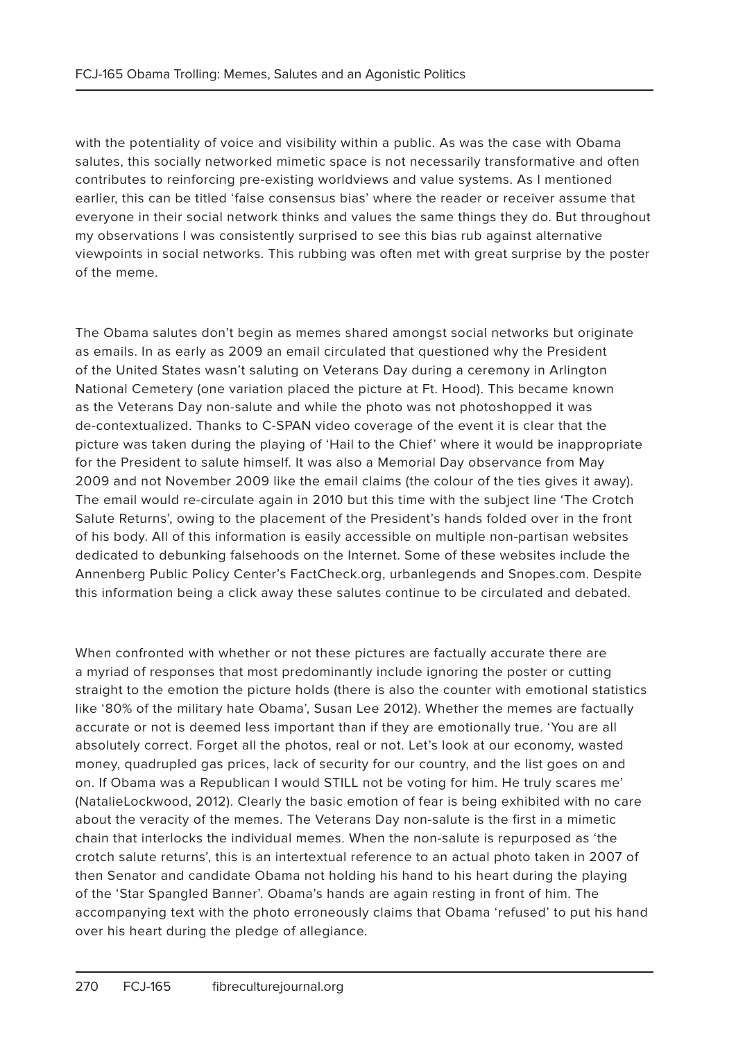with the potentiality of voice and visibility within a public. As was the case with Obama salutes, this socially networked mimetic space is not necessarily transformative and often contributes to reinforcing pre-existing worldviews and value systems. As I mentioned earlier, this can be titled 'false consensus bias' where the reader or receiver assume that everyone in their social network thinks and values the same things they do. But throughout my observations I was consistently surprised to see this bias rub against alternative viewpoints in social networks. This rubbing was often met with great surprise by the poster of the meme.

The Obama salutes don't begin as memes shared amongst social networks but originate as emails. In as early as 2009 an email circulated that questioned why the President of the United States wasn't saluting on Veterans Day during a ceremony in Arlington National Cemetery (one variation placed the picture at Ft. Hood). This became known as the Veterans Day non-salute and while the photo was not photoshopped it was de-contextualized. Thanks to C-SPAN video coverage of the event it is clear that the picture was taken during the playing of 'Hail to the Chief' where it would be inappropriate for the President to salute himself. It was also a Memorial Day observance from May 2009 and not November 2009 like the email claims (the colour of the ties gives it away). The email would re-circulate again in 2010 but this time with the subject line 'The Crotch Salute Returns', owing to the placement of the President's hands folded over in the front of his body. All of this information is easily accessible on multiple non-partisan websites dedicated to debunking falsehoods on the Internet. Some of these websites include the Annenberg Public Policy Center's FactCheck.org, urbanlegends and Snopes.com. Despite this information being a click away these salutes continue to be circulated and debated.

When confronted with whether or not these pictures are factually accurate there are a myriad of responses that most predominantly include ignoring the poster or cutting straight to the emotion the picture holds (there is also the counter with emotional statistics like '80% of the military hate Obama', Susan Lee 2012). Whether the memes are factually accurate or not is deemed less important than if they are emotionally true. 'You are all absolutely correct. Forget all the photos, real or not. Let's look at our economy, wasted money, quadrupled gas prices, lack of security for our country, and the list goes on and on. If Obama was a Republican I would STILL not be voting for him. He truly scares me' (NatalieLockwood, 2012). Clearly the basic emotion of fear is being exhibited with no care about the veracity of the memes. The Veterans Day non-salute is the first in a mimetic chain that interlocks the individual memes. When the non-salute is repurposed as 'the crotch salute returns', this is an intertextual reference to an actual photo taken in 2007 of then Senator and candidate Obama not holding his hand to his heart during the playing of the 'Star Spangled Banner'. Obama's hands are again resting in front of him. The accompanying text with the photo erroneously claims that Obama 'refused' to put his hand over his heart during the pledge of allegiance.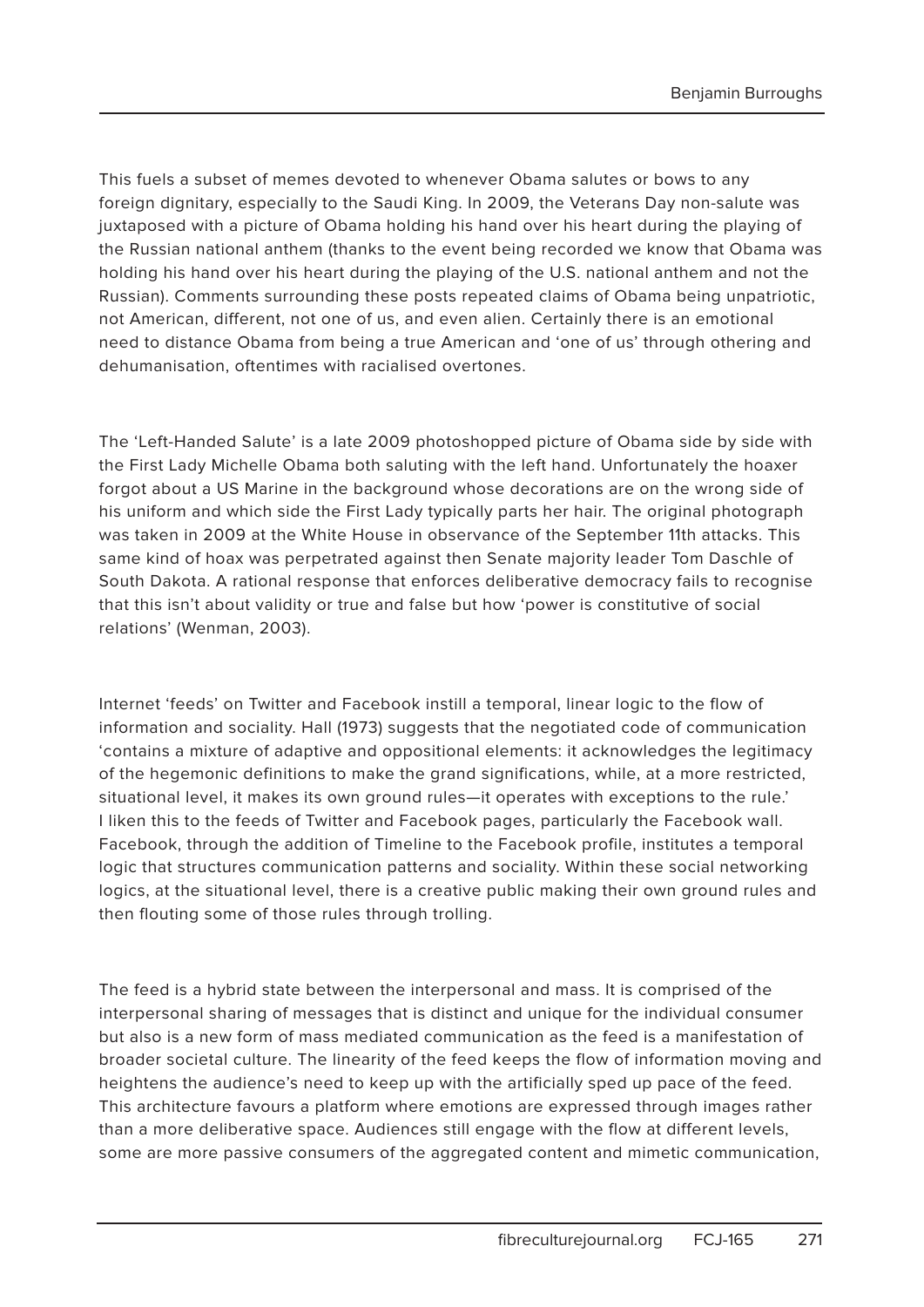This fuels a subset of memes devoted to whenever Obama salutes or bows to any foreign dignitary, especially to the Saudi King. In 2009, the Veterans Day non-salute was juxtaposed with a picture of Obama holding his hand over his heart during the playing of the Russian national anthem (thanks to the event being recorded we know that Obama was holding his hand over his heart during the playing of the U.S. national anthem and not the Russian). Comments surrounding these posts repeated claims of Obama being unpatriotic, not American, different, not one of us, and even alien. Certainly there is an emotional need to distance Obama from being a true American and 'one of us' through othering and dehumanisation, oftentimes with racialised overtones.

The 'Left-Handed Salute' is a late 2009 photoshopped picture of Obama side by side with the First Lady Michelle Obama both saluting with the left hand. Unfortunately the hoaxer forgot about a US Marine in the background whose decorations are on the wrong side of his uniform and which side the First Lady typically parts her hair. The original photograph was taken in 2009 at the White House in observance of the September 11th attacks. This same kind of hoax was perpetrated against then Senate majority leader Tom Daschle of South Dakota. A rational response that enforces deliberative democracy fails to recognise that this isn't about validity or true and false but how 'power is constitutive of social relations' (Wenman, 2003).

Internet 'feeds' on Twitter and Facebook instill a temporal, linear logic to the flow of information and sociality. Hall (1973) suggests that the negotiated code of communication 'contains a mixture of adaptive and oppositional elements: it acknowledges the legitimacy of the hegemonic definitions to make the grand significations, while, at a more restricted, situational level, it makes its own ground rules—it operates with exceptions to the rule.' I liken this to the feeds of Twitter and Facebook pages, particularly the Facebook wall. Facebook, through the addition of Timeline to the Facebook profile, institutes a temporal logic that structures communication patterns and sociality. Within these social networking logics, at the situational level, there is a creative public making their own ground rules and then flouting some of those rules through trolling.

The feed is a hybrid state between the interpersonal and mass. It is comprised of the interpersonal sharing of messages that is distinct and unique for the individual consumer but also is a new form of mass mediated communication as the feed is a manifestation of broader societal culture. The linearity of the feed keeps the flow of information moving and heightens the audience's need to keep up with the artificially sped up pace of the feed. This architecture favours a platform where emotions are expressed through images rather than a more deliberative space. Audiences still engage with the flow at different levels, some are more passive consumers of the aggregated content and mimetic communication,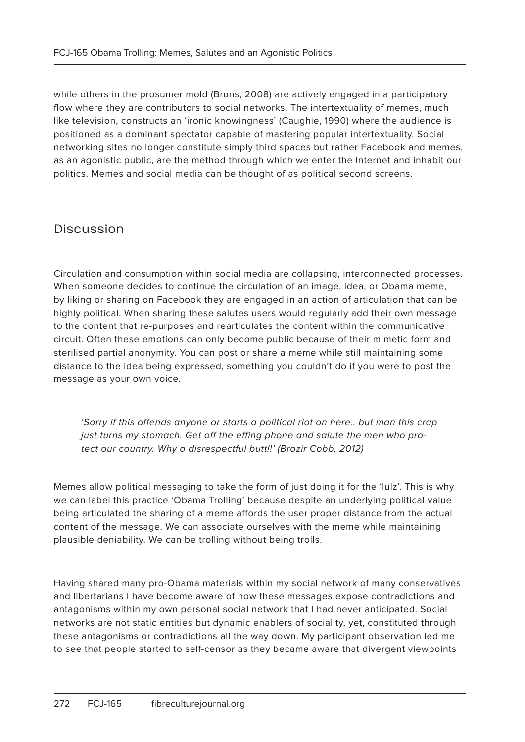while others in the prosumer mold (Bruns, 2008) are actively engaged in a participatory flow where they are contributors to social networks. The intertextuality of memes, much like television, constructs an 'ironic knowingness' (Caughie, 1990) where the audience is positioned as a dominant spectator capable of mastering popular intertextuality. Social networking sites no longer constitute simply third spaces but rather Facebook and memes, as an agonistic public, are the method through which we enter the Internet and inhabit our politics. Memes and social media can be thought of as political second screens.

## Discussion

Circulation and consumption within social media are collapsing, interconnected processes. When someone decides to continue the circulation of an image, idea, or Obama meme, by liking or sharing on Facebook they are engaged in an action of articulation that can be highly political. When sharing these salutes users would regularly add their own message to the content that re-purposes and rearticulates the content within the communicative circuit. Often these emotions can only become public because of their mimetic form and sterilised partial anonymity. You can post or share a meme while still maintaining some distance to the idea being expressed, something you couldn't do if you were to post the message as your own voice.

> *'Sorry if this offends anyone or starts a political riot on here.. but man this crap just turns my stomach. Get off the effing phone and salute the men who protect our country. Why a disrespectful butt!!' (Brazir Cobb, 2012)*

Memes allow political messaging to take the form of just doing it for the 'lulz'. This is why we can label this practice 'Obama Trolling' because despite an underlying political value being articulated the sharing of a meme affords the user proper distance from the actual content of the message. We can associate ourselves with the meme while maintaining plausible deniability. We can be trolling without being trolls.

Having shared many pro-Obama materials within my social network of many conservatives and libertarians I have become aware of how these messages expose contradictions and antagonisms within my own personal social network that I had never anticipated. Social networks are not static entities but dynamic enablers of sociality, yet, constituted through these antagonisms or contradictions all the way down. My participant observation led me to see that people started to self-censor as they became aware that divergent viewpoints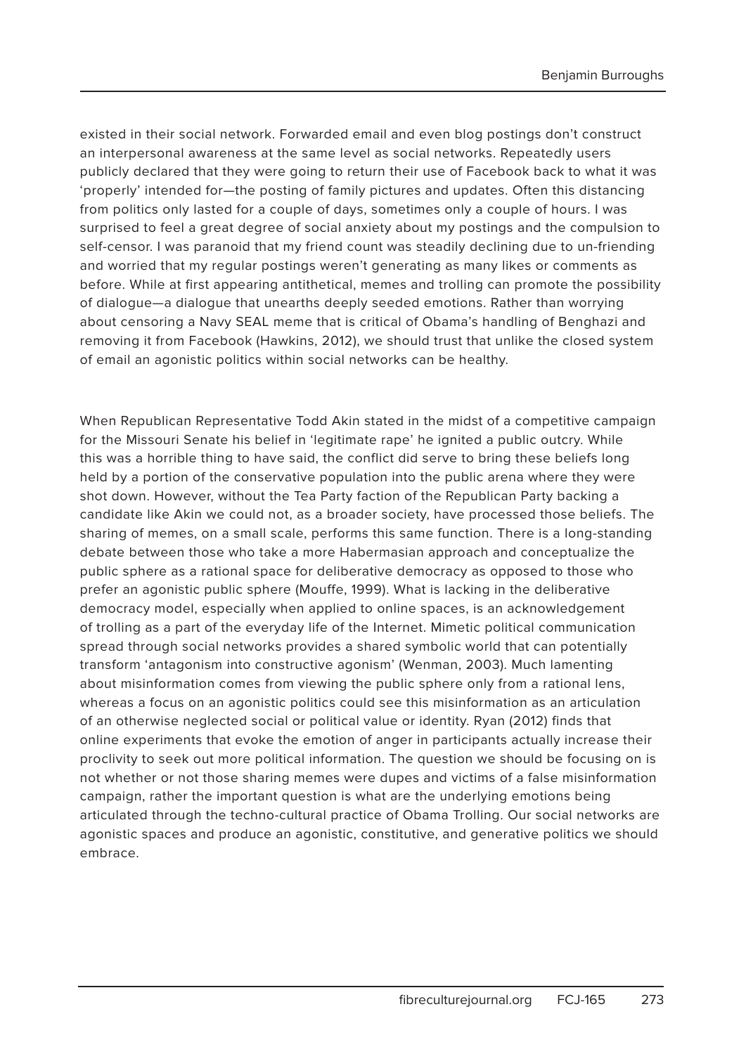existed in their social network. Forwarded email and even blog postings don't construct an interpersonal awareness at the same level as social networks. Repeatedly users publicly declared that they were going to return their use of Facebook back to what it was 'properly' intended for—the posting of family pictures and updates. Often this distancing from politics only lasted for a couple of days, sometimes only a couple of hours. I was surprised to feel a great degree of social anxiety about my postings and the compulsion to self-censor. I was paranoid that my friend count was steadily declining due to un-friending and worried that my regular postings weren't generating as many likes or comments as before. While at first appearing antithetical, memes and trolling can promote the possibility of dialogue—a dialogue that unearths deeply seeded emotions. Rather than worrying about censoring a Navy SEAL meme that is critical of Obama's handling of Benghazi and removing it from Facebook (Hawkins, 2012), we should trust that unlike the closed system of email an agonistic politics within social networks can be healthy.

When Republican Representative Todd Akin stated in the midst of a competitive campaign for the Missouri Senate his belief in 'legitimate rape' he ignited a public outcry. While this was a horrible thing to have said, the conflict did serve to bring these beliefs long held by a portion of the conservative population into the public arena where they were shot down. However, without the Tea Party faction of the Republican Party backing a candidate like Akin we could not, as a broader society, have processed those beliefs. The sharing of memes, on a small scale, performs this same function. There is a long-standing debate between those who take a more Habermasian approach and conceptualize the public sphere as a rational space for deliberative democracy as opposed to those who prefer an agonistic public sphere (Mouffe, 1999). What is lacking in the deliberative democracy model, especially when applied to online spaces, is an acknowledgement of trolling as a part of the everyday life of the Internet. Mimetic political communication spread through social networks provides a shared symbolic world that can potentially transform 'antagonism into constructive agonism' (Wenman, 2003). Much lamenting about misinformation comes from viewing the public sphere only from a rational lens, whereas a focus on an agonistic politics could see this misinformation as an articulation of an otherwise neglected social or political value or identity. Ryan (2012) finds that online experiments that evoke the emotion of anger in participants actually increase their proclivity to seek out more political information. The question we should be focusing on is not whether or not those sharing memes were dupes and victims of a false misinformation campaign, rather the important question is what are the underlying emotions being articulated through the techno-cultural practice of Obama Trolling. Our social networks are agonistic spaces and produce an agonistic, constitutive, and generative politics we should embrace.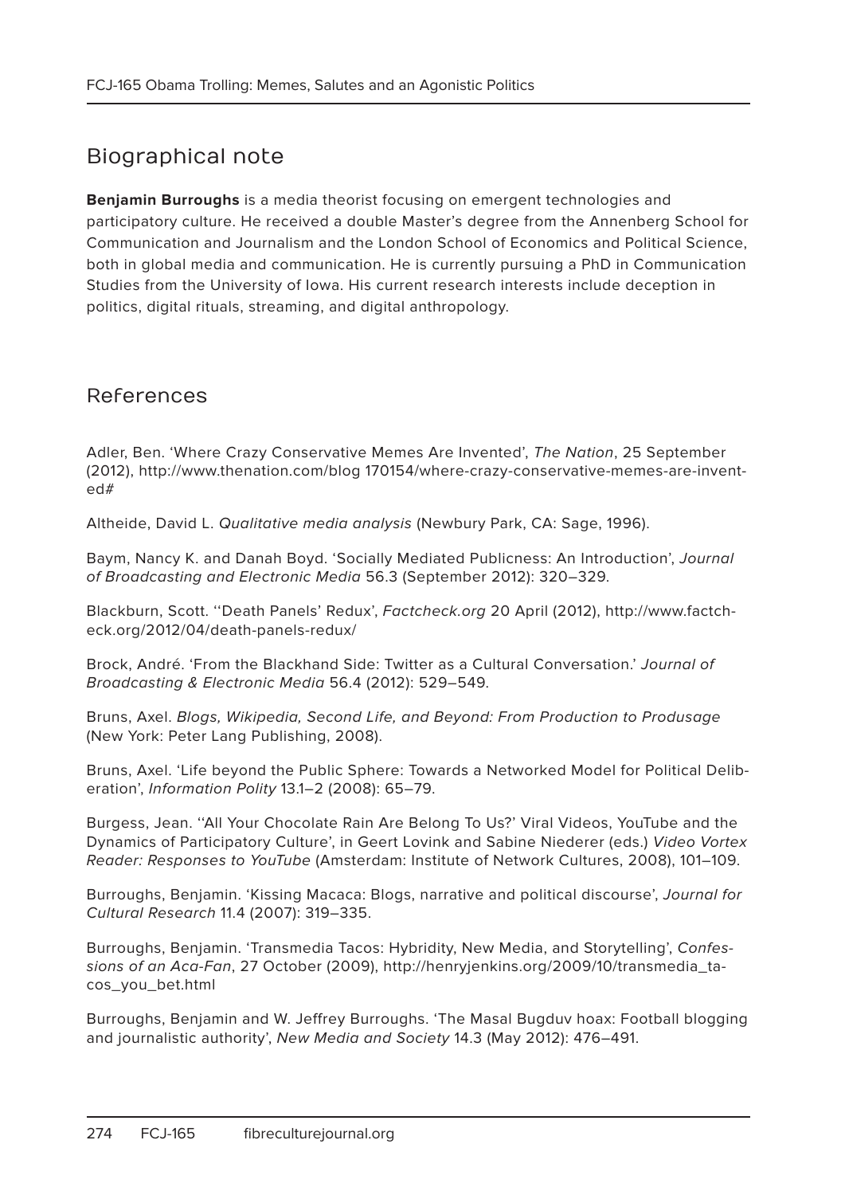## Biographical note

**Benjamin Burroughs** is a media theorist focusing on emergent technologies and participatory culture. He received a double Master's degree from the Annenberg School for Communication and Journalism and the London School of Economics and Political Science, both in global media and communication. He is currently pursuing a PhD in Communication Studies from the University of Iowa. His current research interests include deception in politics, digital rituals, streaming, and digital anthropology.

## References

Adler, Ben. 'Where Crazy Conservative Memes Are Invented', *The Nation*, 25 September (2012), http://www.thenation.com/blog 170154/where-crazy-conservative-memes-are-invented#

Altheide, David L. *Qualitative media analysis* (Newbury Park, CA: Sage, 1996).

Baym, Nancy K. and Danah Boyd. 'Socially Mediated Publicness: An Introduction', *Journal of Broadcasting and Electronic Media* 56.3 (September 2012): 320–329.

Blackburn, Scott. ''Death Panels' Redux', *Factcheck.org* 20 April (2012), http://www.factcheck.org/2012/04/death-panels-redux/

Brock, André. 'From the Blackhand Side: Twitter as a Cultural Conversation.' *Journal of Broadcasting & Electronic Media* 56.4 (2012): 529–549.

Bruns, Axel. *Blogs, Wikipedia, Second Life, and Beyond: From Production to Produsage* (New York: Peter Lang Publishing, 2008).

Bruns, Axel. 'Life beyond the Public Sphere: Towards a Networked Model for Political Deliberation', *Information Polity* 13.1–2 (2008): 65–79.

Burgess, Jean. ''All Your Chocolate Rain Are Belong To Us?' Viral Videos, YouTube and the Dynamics of Participatory Culture', in Geert Lovink and Sabine Niederer (eds.) *Video Vortex Reader: Responses to YouTube* (Amsterdam: Institute of Network Cultures, 2008), 101–109.

Burroughs, Benjamin. 'Kissing Macaca: Blogs, narrative and political discourse', *Journal for Cultural Research* 11.4 (2007): 319–335.

Burroughs, Benjamin. 'Transmedia Tacos: Hybridity, New Media, and Storytelling', *Confessions of an Aca-Fan*, 27 October (2009), http://henryjenkins.org/2009/10/transmedia_tacos_you_bet.html

Burroughs, Benjamin and W. Jeffrey Burroughs. 'The Masal Bugduv hoax: Football blogging and journalistic authority', *New Media and Society* 14.3 (May 2012): 476–491.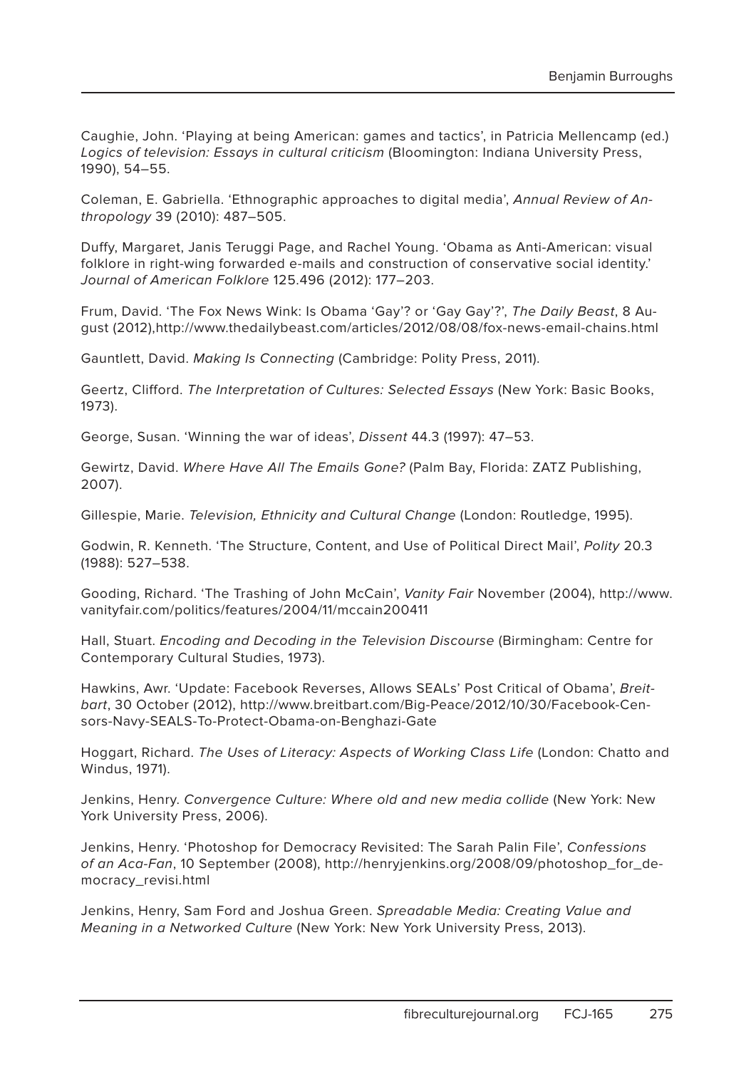Caughie, John. 'Playing at being American: games and tactics', in Patricia Mellencamp (ed.) *Logics of television: Essays in cultural criticism* (Bloomington: Indiana University Press, 1990), 54–55.

Coleman, E. Gabriella. 'Ethnographic approaches to digital media', *Annual Review of Anthropology* 39 (2010): 487–505.

Duffy, Margaret, Janis Teruggi Page, and Rachel Young. 'Obama as Anti-American: visual folklore in right-wing forwarded e-mails and construction of conservative social identity.' *Journal of American Folklore* 125.496 (2012): 177–203.

Frum, David. 'The Fox News Wink: Is Obama 'Gay'? or 'Gay Gay'?', *The Daily Beast*, 8 August (2012),http://www.thedailybeast.com/articles/2012/08/08/fox-news-email-chains.html

Gauntlett, David. *Making Is Connecting* (Cambridge: Polity Press, 2011).

Geertz, Clifford. *The Interpretation of Cultures: Selected Essays* (New York: Basic Books, 1973).

George, Susan. 'Winning the war of ideas', *Dissent* 44.3 (1997): 47–53.

Gewirtz, David. *Where Have All The Emails Gone?* (Palm Bay, Florida: ZATZ Publishing, 2007).

Gillespie, Marie. *Television, Ethnicity and Cultural Change* (London: Routledge, 1995).

Godwin, R. Kenneth. 'The Structure, Content, and Use of Political Direct Mail', *Polity* 20.3 (1988): 527–538.

Gooding, Richard. 'The Trashing of John McCain', *Vanity Fair* November (2004), http://www.vanityfair.com/politics/features/2004/11/mccain200411

Hall, Stuart. *Encoding and Decoding in the Television Discourse* (Birmingham: Centre for Contemporary Cultural Studies, 1973).

Hawkins, Awr. 'Update: Facebook Reverses, Allows SEALs' Post Critical of Obama', *Breitbart*, 30 October (2012), http://www.breitbart.com/Big-Peace/2012/10/30/Facebook-Censors-Navy-SEALS-To-Protect-Obama-on-Benghazi-Gate

Hoggart, Richard. *The Uses of Literacy: Aspects of Working Class Life* (London: Chatto and Windus, 1971).

Jenkins, Henry. *Convergence Culture: Where old and new media collide* (New York: New York University Press, 2006).

Jenkins, Henry. 'Photoshop for Democracy Revisited: The Sarah Palin File', *Confessions of an Aca-Fan*, 10 September (2008), http://henryjenkins.org/2008/09/photoshop_for_democracy_revisi.html

Jenkins, Henry, Sam Ford and Joshua Green. *Spreadable Media: Creating Value and Meaning in a Networked Culture* (New York: New York University Press, 2013).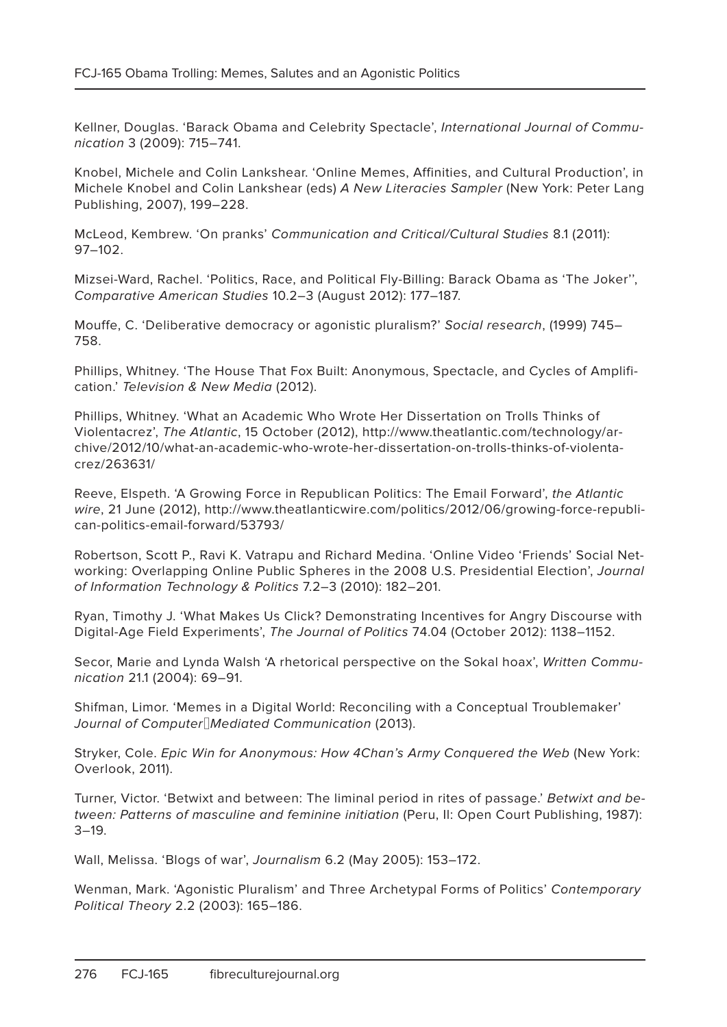Kellner, Douglas. 'Barack Obama and Celebrity Spectacle', *International Journal of Communication* 3 (2009): 715–741.

Knobel, Michele and Colin Lankshear. 'Online Memes, Affinities, and Cultural Production', in Michele Knobel and Colin Lankshear (eds) *A New Literacies Sampler* (New York: Peter Lang Publishing, 2007), 199–228.

McLeod, Kembrew. 'On pranks' *Communication and Critical/Cultural Studies* 8.1 (2011): 97–102.

Mizsei-Ward, Rachel. 'Politics, Race, and Political Fly-Billing: Barack Obama as 'The Joker'', *Comparative American Studies* 10.2–3 (August 2012): 177–187.

Mouffe, C. 'Deliberative democracy or agonistic pluralism?' *Social research*, (1999) 745–758.

Phillips, Whitney. 'The House That Fox Built: Anonymous, Spectacle, and Cycles of Amplification.' *Television & New Media* (2012).

Phillips, Whitney. 'What an Academic Who Wrote Her Dissertation on Trolls Thinks of Violentacrez', *The Atlantic*, 15 October (2012), http://www.theatlantic.com/technology/archive/2012/10/what-an-academic-who-wrote-her-dissertation-on-trolls-thinks-of-violentacrez/263631/

Reeve, Elspeth. 'A Growing Force in Republican Politics: The Email Forward', *the Atlantic wire*, 21 June (2012), http://www.theatlanticwire.com/politics/2012/06/growing-force-republican-politics-email-forward/53793/

Robertson, Scott P., Ravi K. Vatrapu and Richard Medina. 'Online Video 'Friends' Social Networking: Overlapping Online Public Spheres in the 2008 U.S. Presidential Election', *Journal of Information Technology & Politics* 7.2–3 (2010): 182–201.

Ryan, Timothy J. 'What Makes Us Click? Demonstrating Incentives for Angry Discourse with Digital-Age Field Experiments', *The Journal of Politics* 74.04 (October 2012): 1138–1152.

Secor, Marie and Lynda Walsh 'A rhetorical perspective on the Sokal hoax', *Written Communication* 21.1 (2004): 69–91.

Shifman, Limor. 'Memes in a Digital World: Reconciling with a Conceptual Troublemaker' *Journal of Computer‐Mediated Communication* (2013).

Stryker, Cole. *Epic Win for Anonymous: How 4Chan's Army Conquered the Web* (New York: Overlook, 2011).

Turner, Victor. 'Betwixt and between: The liminal period in rites of passage.' *Betwixt and between: Patterns of masculine and feminine initiation* (Peru, Il: Open Court Publishing, 1987): 3–19.

Wall, Melissa. 'Blogs of war', *Journalism* 6.2 (May 2005): 153–172.

Wenman, Mark. 'Agonistic Pluralism' and Three Archetypal Forms of Politics' *Contemporary Political Theory* 2.2 (2003): 165–186.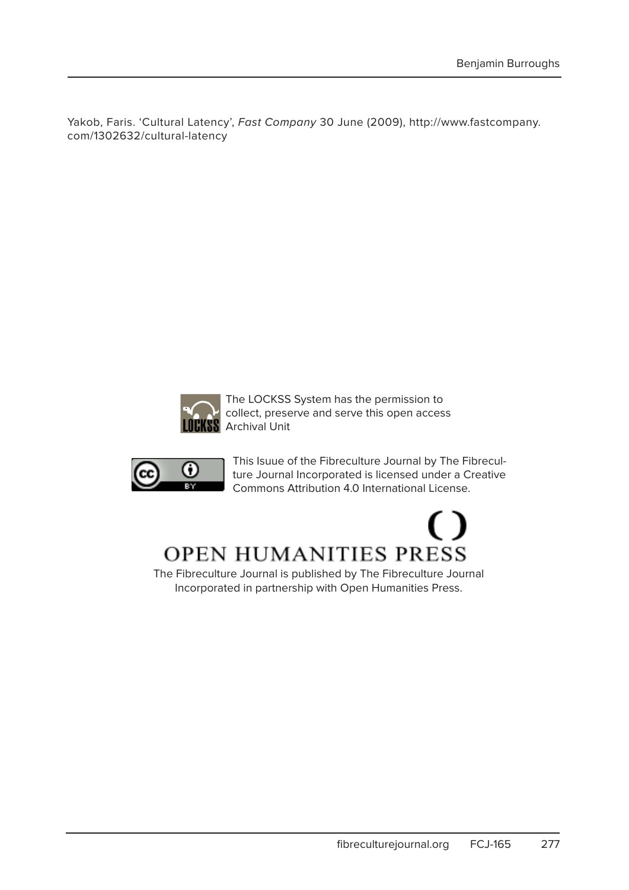Yakob, Faris. 'Cultural Latency', *Fast Company* 30 June (2009), http://www.fastcompany.com/1302632/cultural-latency

The LOCKSS System has the permission to collect, preserve and serve this open access Archival Unit

This Isuue of the Fibreculture Journal by The Fibreculture Journal Incorporated is licensed under a Creative Commons Attribution 4.0 International License.

OPEN HUMANITIES PRESS

The Fibreculture Journal is published by The Fibreculture Journal Incorporated in partnership with Open Humanities Press.